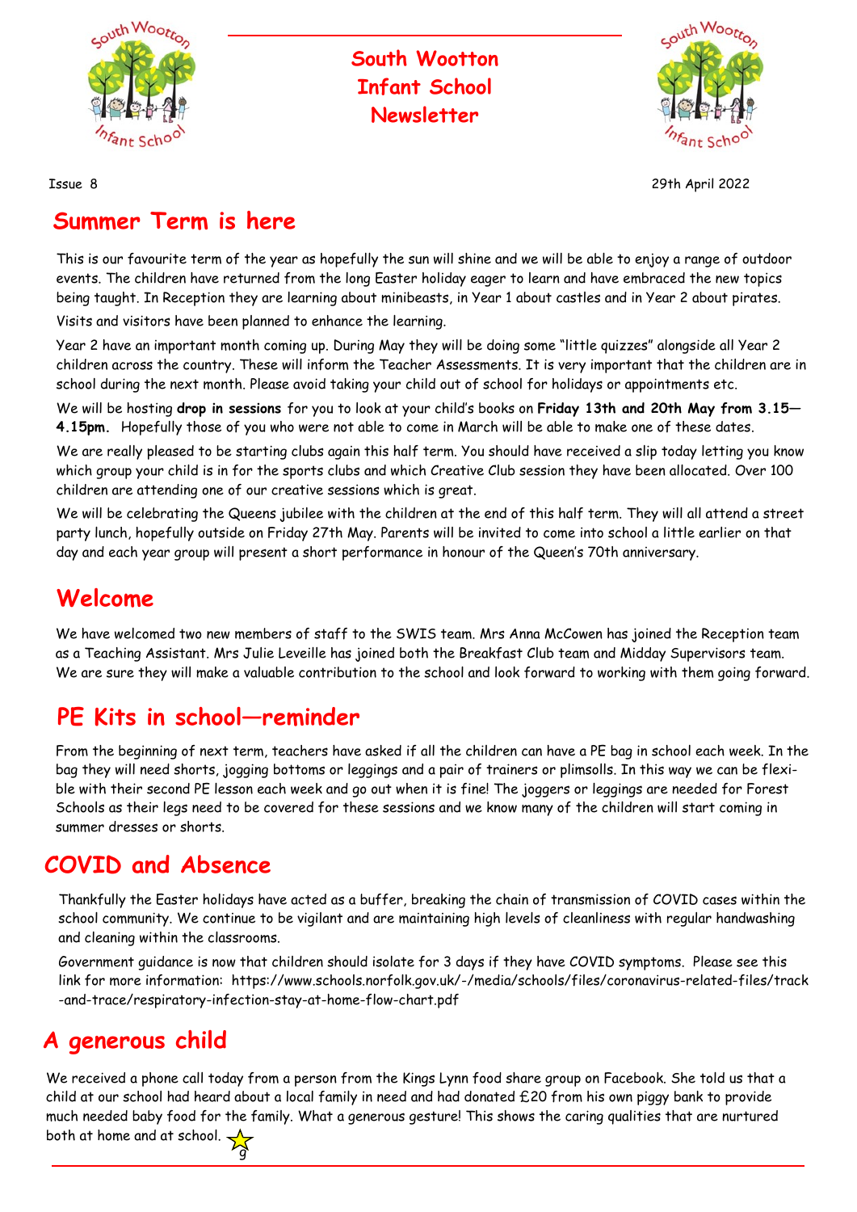# South Wootton Infant School Newsletter

Issue 8

29th April 2022

## Summer Term is here

This is our favourite term of the year as hopefully the sun will shine and we will be able to enjoy a range of outdoor events. The children have returned from the long Easter holiday eager to learn and have embraced the new topics being taught. In Reception they are learning about minibeasts, in Year 1 about castles and in Year 2 about pirates. Visits and visitors have been planned to enhance the learning.

Year 2 have an important month coming up. During May they will be doing some "little quizzes" alongside all Year 2 children across the country. These will inform the Teacher Assessments. It is very important that the children are in school during the next month. Please avoid taking your child out of school for holidays or appointments etc.

We will be hosting **drop in sessions** for you to look at your child's books on **Friday 13th and 20th May from 3.15—4.15pm.** Hopefully those of you who were not able to come in March will be able to make one of these dates.

We are really pleased to be starting clubs again this half term. You should have received a slip today letting you know which group your child is in for the sports clubs and which Creative Club session they have been allocated. Over 100 children are attending one of our creative sessions which is great.

We will be celebrating the Queens jubilee with the children at the end of this half term. They will all attend a street party lunch, hopefully outside on Friday 27th May. Parents will be invited to come into school a little earlier on that day and each year group will present a short performance in honour of the Queen's 70th anniversary.

## Welcome

We have welcomed two new members of staff to the SWIS team. Mrs Anna McCowen has joined the Reception team as a Teaching Assistant. Mrs Julie Leveille has joined both the Breakfast Club team and Midday Supervisors team. We are sure they will make a valuable contribution to the school and look forward to working with them going forward.

## PE Kits in school—reminder

From the beginning of next term, teachers have asked if all the children can have a PE bag in school each week. In the bag they will need shorts, jogging bottoms or leggings and a pair of trainers or plimsolls. In this way we can be flexible with their second PE lesson each week and go out when it is fine! The joggers or leggings are needed for Forest Schools as their legs need to be covered for these sessions and we know many of the children will start coming in summer dresses or shorts.

## COVID and Absence

Thankfully the Easter holidays have acted as a buffer, breaking the chain of transmission of COVID cases within the school community. We continue to be vigilant and are maintaining high levels of cleanliness with regular handwashing and cleaning within the classrooms.

Government guidance is now that children should isolate for 3 days if they have COVID symptoms. Please see this link for more information: https://www.schools.norfolk.gov.uk/-/media/schools/files/coronavirus-related-files/track-and-trace/respiratory-infection-stay-at-home-flow-chart.pdf

## A generous child

We received a phone call today from a person from the Kings Lynn food share group on Facebook. She told us that a child at our school had heard about a local family in need and had donated £20 from his own piggy bank to provide much needed baby food for the family. What a generous gesture! This shows the caring qualities that are nurtured both at home and at school.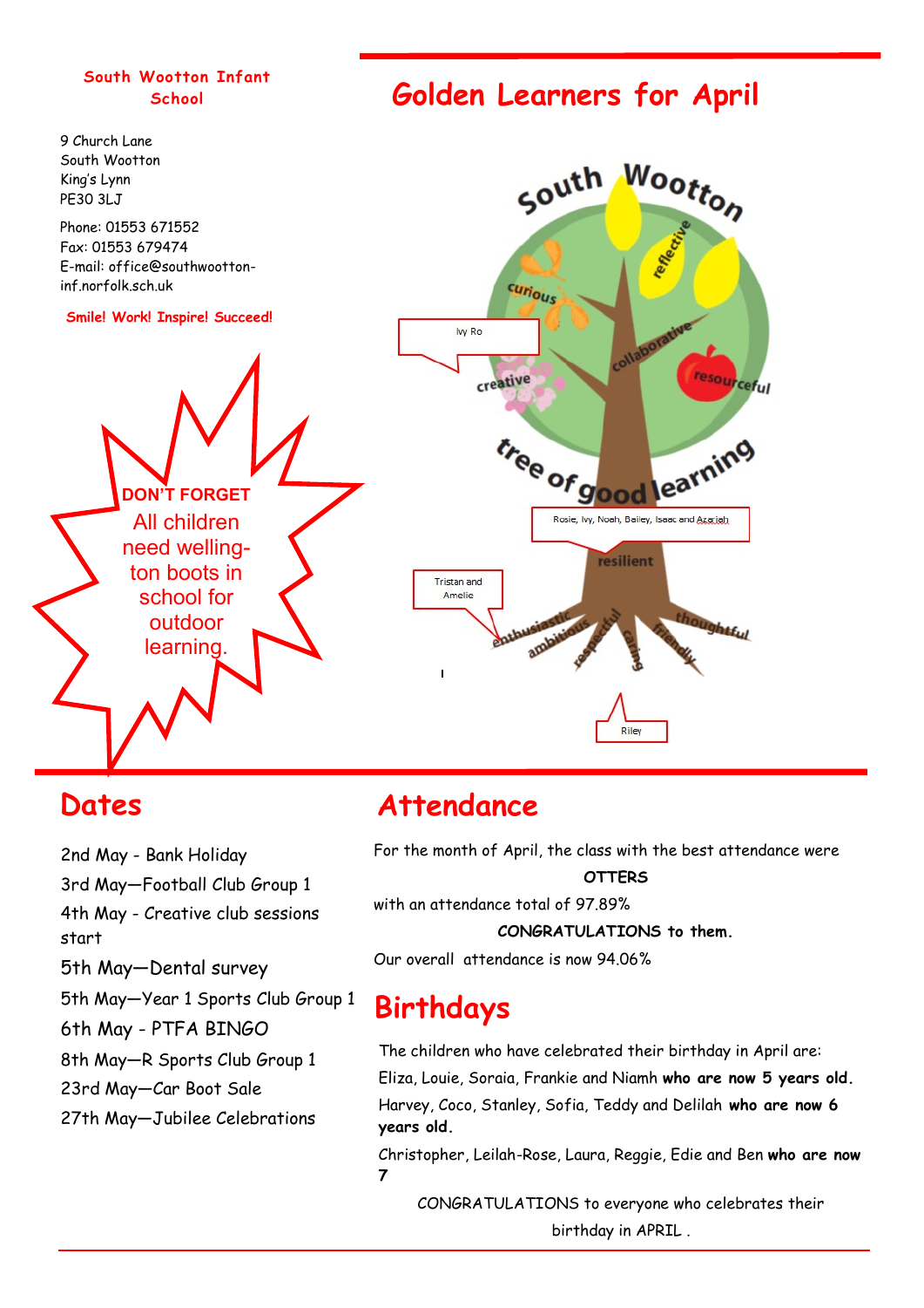**South Wootton Infant School**

9 Church Lane
South Wootton
King's Lynn
PE30 3LJ

Phone: 01553 671552
Fax: 01553 679474
E-mail: office@southwootton-inf.norfolk.sch.uk

**Smile! Work! Inspire! Succeed!**

**DON'T FORGET**
All children need wellington boots in school for outdoor learning.

# Golden Learners for April

South Wootton tree of good learning

reflective
curious
collaborative
creative
resourceful
resilient
enthusiastic
ambitious
respectful
caring
friendly
thoughtful

Ivy Ro

Rosie, Ivy, Noah, Bailey, Isaac and Azariah

Tristan and Amelie

Riley

# Dates

2nd May - Bank Holiday
3rd May—Football Club Group 1
4th May - Creative club sessions start
5th May—Dental survey
5th May—Year 1 Sports Club Group 1
6th May - PTFA BINGO
8th May—R Sports Club Group 1
23rd May—Car Boot Sale
27th May—Jubilee Celebrations

# Attendance

For the month of April, the class with the best attendance were

**OTTERS**

with an attendance total of 97.89%

**CONGRATULATIONS to them.**

Our overall attendance is now 94.06%

# Birthdays

The children who have celebrated their birthday in April are:

Eliza, Louie, Soraia, Frankie and Niamh **who are now 5 years old.**

Harvey, Coco, Stanley, Sofia, Teddy and Delilah **who are now 6 years old.**

Christopher, Leilah-Rose, Laura, Reggie, Edie and Ben **who are now 7**

CONGRATULATIONS to everyone who celebrates their birthday in APRIL .